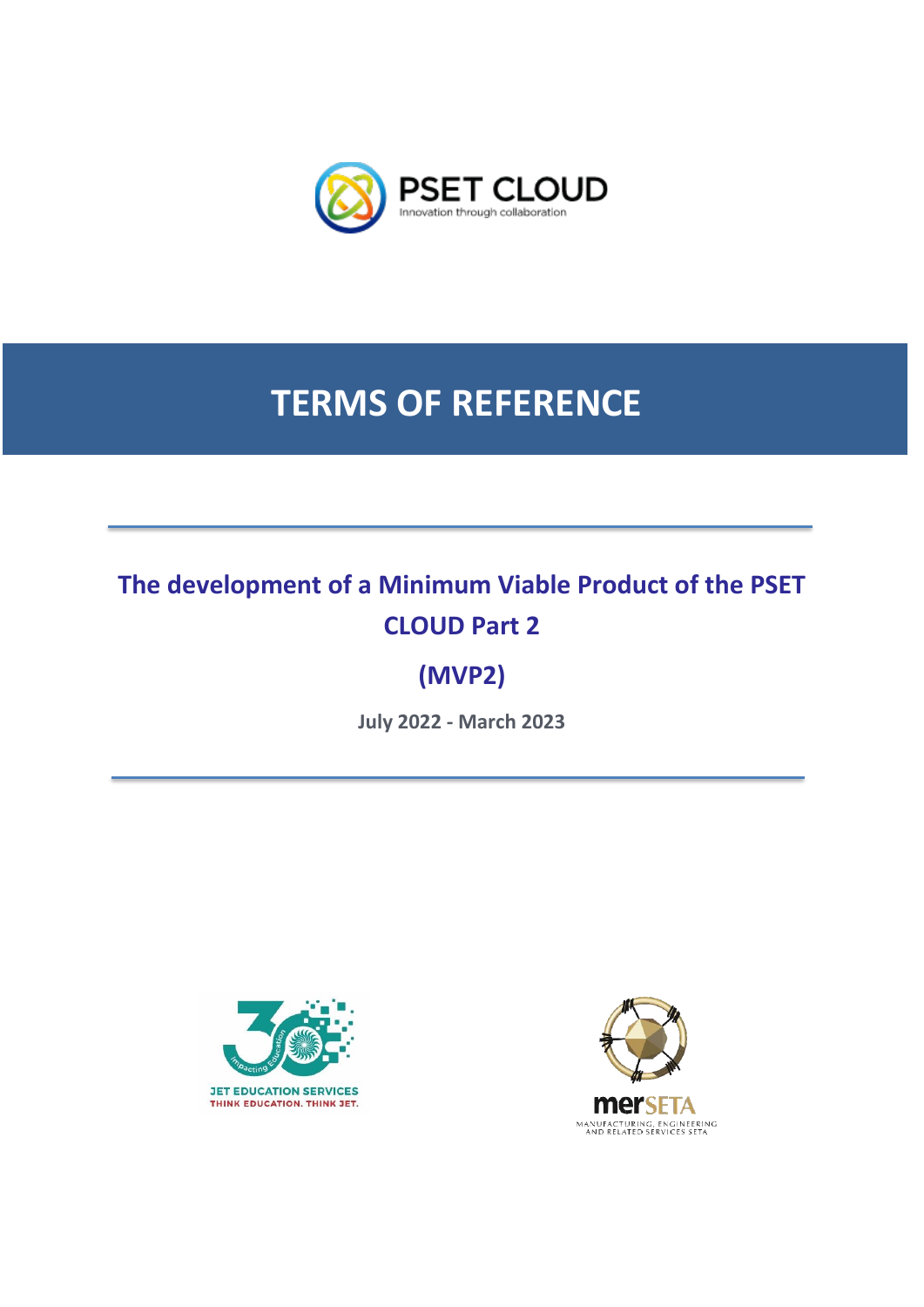PSET CLOUD

Innovation through collaboration

# TERMS OF REFERENCE

## The development of a Minimum Viable Product of the PSET CLOUD Part 2

## (MVP2)

**July 2022 - March 2023**

JET EDUCATION SERVICES

THINK EDUCATION. THINK JET.

merSETA

MANUFACTURING, ENGINEERING AND RELATED SERVICES SETA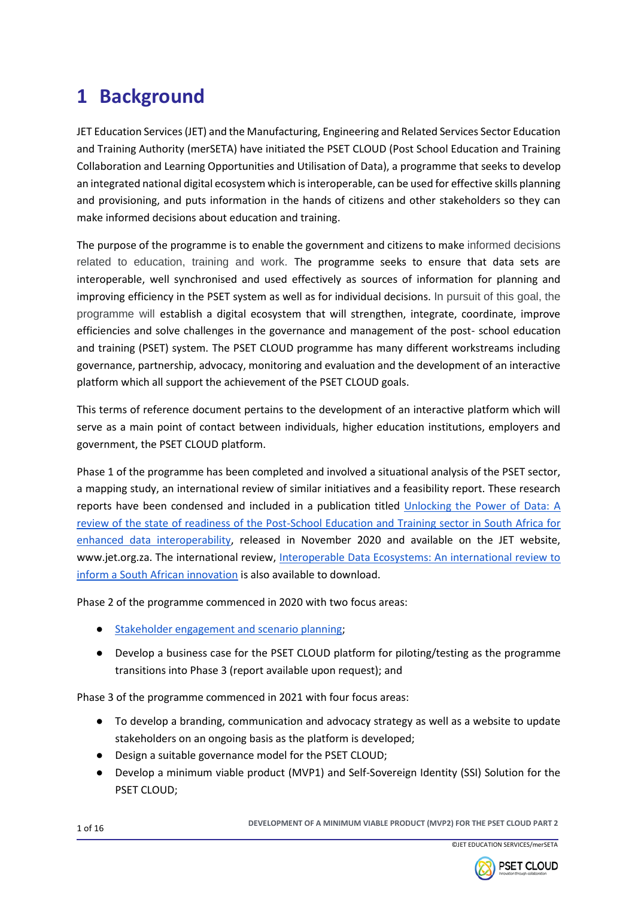# 1 Background

JET Education Services (JET) and the Manufacturing, Engineering and Related Services Sector Education and Training Authority (merSETA) have initiated the PSET CLOUD (Post School Education and Training Collaboration and Learning Opportunities and Utilisation of Data), a programme that seeks to develop an integrated national digital ecosystem which is interoperable, can be used for effective skills planning and provisioning, and puts information in the hands of citizens and other stakeholders so they can make informed decisions about education and training.

The purpose of the programme is to enable the government and citizens to make informed decisions related to education, training and work. The programme seeks to ensure that data sets are interoperable, well synchronised and used effectively as sources of information for planning and improving efficiency in the PSET system as well as for individual decisions. In pursuit of this goal, the programme will establish a digital ecosystem that will strengthen, integrate, coordinate, improve efficiencies and solve challenges in the governance and management of the post- school education and training (PSET) system. The PSET CLOUD programme has many different workstreams including governance, partnership, advocacy, monitoring and evaluation and the development of an interactive platform which all support the achievement of the PSET CLOUD goals.

This terms of reference document pertains to the development of an interactive platform which will serve as a main point of contact between individuals, higher education institutions, employers and government, the PSET CLOUD platform.

Phase 1 of the programme has been completed and involved a situational analysis of the PSET sector, a mapping study, an international review of similar initiatives and a feasibility report. These research reports have been condensed and included in a publication titled Unlocking the Power of Data: A review of the state of readiness of the Post-School Education and Training sector in South Africa for enhanced data interoperability, released in November 2020 and available on the JET website, www.jet.org.za. The international review, Interoperable Data Ecosystems: An international review to inform a South African innovation is also available to download.

Phase 2 of the programme commenced in 2020 with two focus areas:

- Stakeholder engagement and scenario planning;
- Develop a business case for the PSET CLOUD platform for piloting/testing as the programme transitions into Phase 3 (report available upon request); and

Phase 3 of the programme commenced in 2021 with four focus areas:

- To develop a branding, communication and advocacy strategy as well as a website to update stakeholders on an ongoing basis as the platform is developed;
- Design a suitable governance model for the PSET CLOUD;
- Develop a minimum viable product (MVP1) and Self-Sovereign Identity (SSI) Solution for the PSET CLOUD;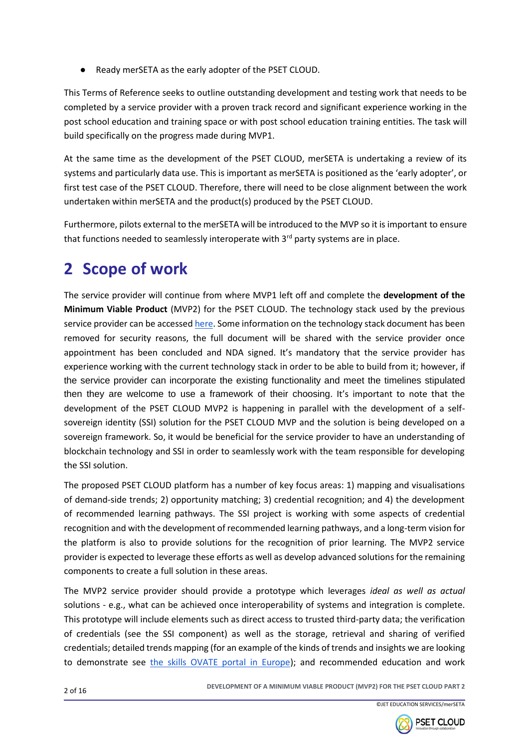- Ready merSETA as the early adopter of the PSET CLOUD.

This Terms of Reference seeks to outline outstanding development and testing work that needs to be completed by a service provider with a proven track record and significant experience working in the post school education and training space or with post school education training entities. The task will build specifically on the progress made during MVP1.

At the same time as the development of the PSET CLOUD, merSETA is undertaking a review of its systems and particularly data use. This is important as merSETA is positioned as the 'early adopter', or first test case of the PSET CLOUD. Therefore, there will need to be close alignment between the work undertaken within merSETA and the product(s) produced by the PSET CLOUD.

Furthermore, pilots external to the merSETA will be introduced to the MVP so it is important to ensure that functions needed to seamlessly interoperate with 3rd party systems are in place.

# 2 Scope of work

The service provider will continue from where MVP1 left off and complete the **development of the Minimum Viable Product** (MVP2) for the PSET CLOUD. The technology stack used by the previous service provider can be accessed here. Some information on the technology stack document has been removed for security reasons, the full document will be shared with the service provider once appointment has been concluded and NDA signed. It's mandatory that the service provider has experience working with the current technology stack in order to be able to build from it; however, if the service provider can incorporate the existing functionality and meet the timelines stipulated then they are welcome to use a framework of their choosing. It's important to note that the development of the PSET CLOUD MVP2 is happening in parallel with the development of a self-sovereign identity (SSI) solution for the PSET CLOUD MVP and the solution is being developed on a sovereign framework. So, it would be beneficial for the service provider to have an understanding of blockchain technology and SSI in order to seamlessly work with the team responsible for developing the SSI solution.

The proposed PSET CLOUD platform has a number of key focus areas: 1) mapping and visualisations of demand-side trends; 2) opportunity matching; 3) credential recognition; and 4) the development of recommended learning pathways. The SSI project is working with some aspects of credential recognition and with the development of recommended learning pathways, and a long-term vision for the platform is also to provide solutions for the recognition of prior learning. The MVP2 service provider is expected to leverage these efforts as well as develop advanced solutions for the remaining components to create a full solution in these areas.

The MVP2 service provider should provide a prototype which leverages *ideal as well as actual* solutions - e.g., what can be achieved once interoperability of systems and integration is complete. This prototype will include elements such as direct access to trusted third-party data; the verification of credentials (see the SSI component) as well as the storage, retrieval and sharing of verified credentials; detailed trends mapping (for an example of the kinds of trends and insights we are looking to demonstrate see the skills OVATE portal in Europe); and recommended education and work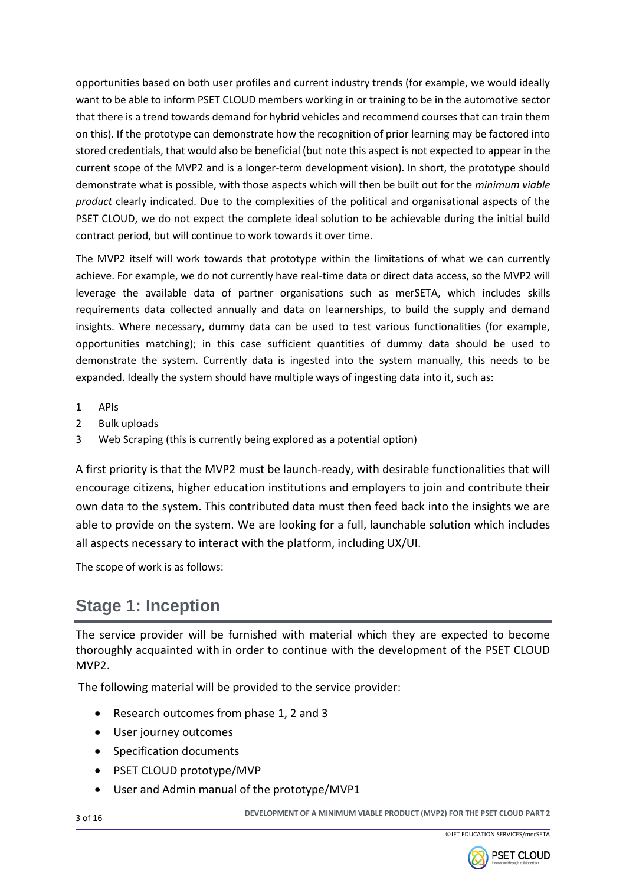opportunities based on both user profiles and current industry trends (for example, we would ideally want to be able to inform PSET CLOUD members working in or training to be in the automotive sector that there is a trend towards demand for hybrid vehicles and recommend courses that can train them on this). If the prototype can demonstrate how the recognition of prior learning may be factored into stored credentials, that would also be beneficial (but note this aspect is not expected to appear in the current scope of the MVP2 and is a longer-term development vision). In short, the prototype should demonstrate what is possible, with those aspects which will then be built out for the *minimum viable product* clearly indicated. Due to the complexities of the political and organisational aspects of the PSET CLOUD, we do not expect the complete ideal solution to be achievable during the initial build contract period, but will continue to work towards it over time.

The MVP2 itself will work towards that prototype within the limitations of what we can currently achieve. For example, we do not currently have real-time data or direct data access, so the MVP2 will leverage the available data of partner organisations such as merSETA, which includes skills requirements data collected annually and data on learnerships, to build the supply and demand insights. Where necessary, dummy data can be used to test various functionalities (for example, opportunities matching); in this case sufficient quantities of dummy data should be used to demonstrate the system. Currently data is ingested into the system manually, this needs to be expanded. Ideally the system should have multiple ways of ingesting data into it, such as:

1. APIs
2. Bulk uploads
3. Web Scraping (this is currently being explored as a potential option)

A first priority is that the MVP2 must be launch-ready, with desirable functionalities that will encourage citizens, higher education institutions and employers to join and contribute their own data to the system. This contributed data must then feed back into the insights we are able to provide on the system. We are looking for a full, launchable solution which includes all aspects necessary to interact with the platform, including UX/UI.

The scope of work is as follows:

## Stage 1: Inception

The service provider will be furnished with material which they are expected to become thoroughly acquainted with in order to continue with the development of the PSET CLOUD MVP2.

The following material will be provided to the service provider:

- Research outcomes from phase 1, 2 and 3
- User journey outcomes
- Specification documents
- PSET CLOUD prototype/MVP
- User and Admin manual of the prototype/MVP1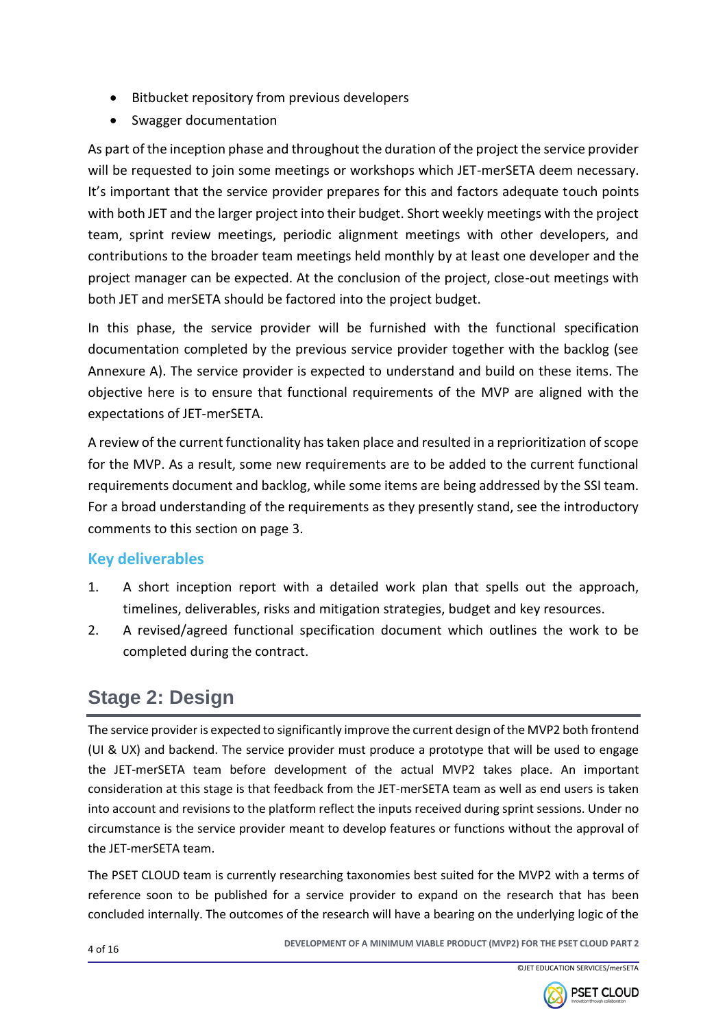- Bitbucket repository from previous developers
- Swagger documentation

As part of the inception phase and throughout the duration of the project the service provider will be requested to join some meetings or workshops which JET-merSETA deem necessary. It's important that the service provider prepares for this and factors adequate touch points with both JET and the larger project into their budget. Short weekly meetings with the project team, sprint review meetings, periodic alignment meetings with other developers, and contributions to the broader team meetings held monthly by at least one developer and the project manager can be expected. At the conclusion of the project, close-out meetings with both JET and merSETA should be factored into the project budget.

In this phase, the service provider will be furnished with the functional specification documentation completed by the previous service provider together with the backlog (see Annexure A). The service provider is expected to understand and build on these items. The objective here is to ensure that functional requirements of the MVP are aligned with the expectations of JET-merSETA.

A review of the current functionality has taken place and resulted in a reprioritization of scope for the MVP. As a result, some new requirements are to be added to the current functional requirements document and backlog, while some items are being addressed by the SSI team. For a broad understanding of the requirements as they presently stand, see the introductory comments to this section on page 3.

### Key deliverables

1. A short inception report with a detailed work plan that spells out the approach, timelines, deliverables, risks and mitigation strategies, budget and key resources.
2. A revised/agreed functional specification document which outlines the work to be completed during the contract.

## Stage 2: Design

The service provider is expected to significantly improve the current design of the MVP2 both frontend (UI & UX) and backend. The service provider must produce a prototype that will be used to engage the JET-merSETA team before development of the actual MVP2 takes place. An important consideration at this stage is that feedback from the JET-merSETA team as well as end users is taken into account and revisions to the platform reflect the inputs received during sprint sessions. Under no circumstance is the service provider meant to develop features or functions without the approval of the JET-merSETA team.

The PSET CLOUD team is currently researching taxonomies best suited for the MVP2 with a terms of reference soon to be published for a service provider to expand on the research that has been concluded internally. The outcomes of the research will have a bearing on the underlying logic of the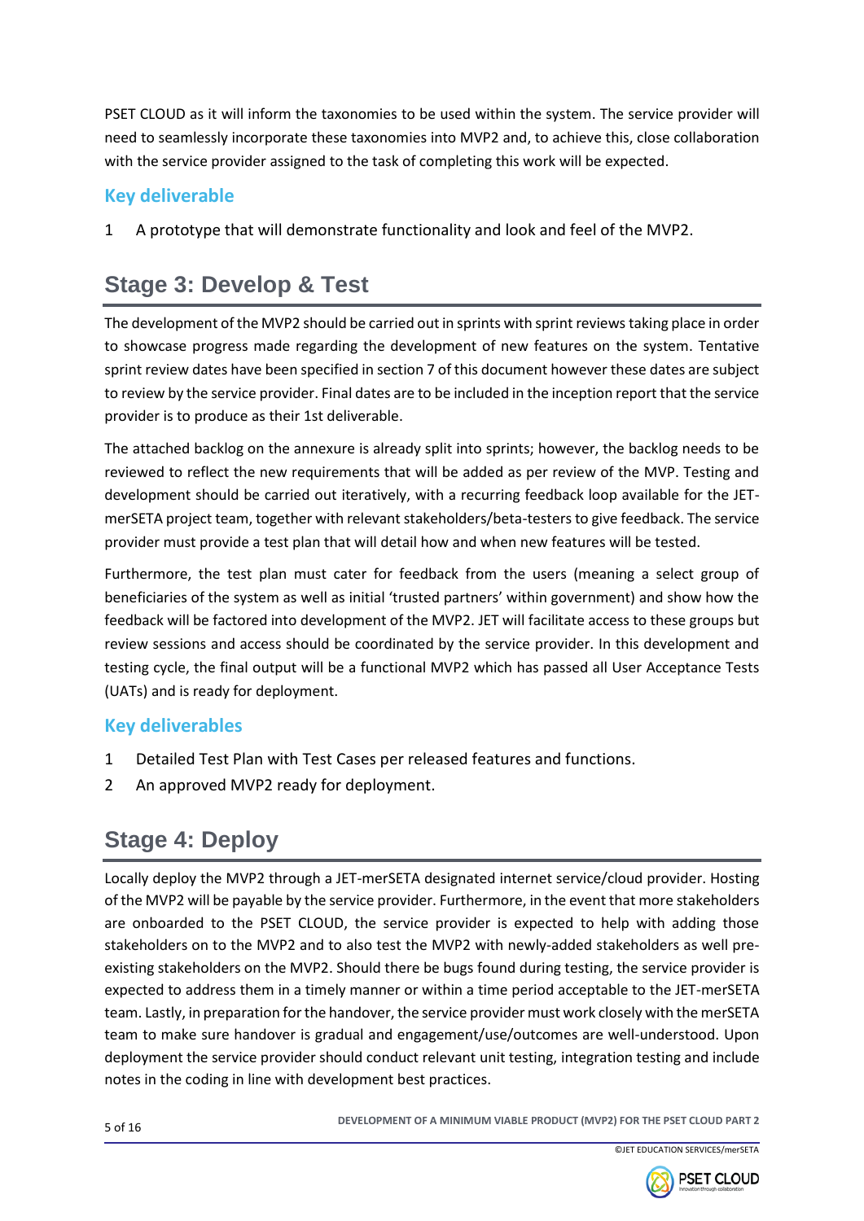PSET CLOUD as it will inform the taxonomies to be used within the system. The service provider will need to seamlessly incorporate these taxonomies into MVP2 and, to achieve this, close collaboration with the service provider assigned to the task of completing this work will be expected.

### Key deliverable

1 A prototype that will demonstrate functionality and look and feel of the MVP2.

## Stage 3: Develop & Test

The development of the MVP2 should be carried out in sprints with sprint reviews taking place in order to showcase progress made regarding the development of new features on the system. Tentative sprint review dates have been specified in section 7 of this document however these dates are subject to review by the service provider. Final dates are to be included in the inception report that the service provider is to produce as their 1st deliverable.

The attached backlog on the annexure is already split into sprints; however, the backlog needs to be reviewed to reflect the new requirements that will be added as per review of the MVP. Testing and development should be carried out iteratively, with a recurring feedback loop available for the JET-merSETA project team, together with relevant stakeholders/beta-testers to give feedback. The service provider must provide a test plan that will detail how and when new features will be tested.

Furthermore, the test plan must cater for feedback from the users (meaning a select group of beneficiaries of the system as well as initial 'trusted partners' within government) and show how the feedback will be factored into development of the MVP2. JET will facilitate access to these groups but review sessions and access should be coordinated by the service provider. In this development and testing cycle, the final output will be a functional MVP2 which has passed all User Acceptance Tests (UATs) and is ready for deployment.

### Key deliverables

1 Detailed Test Plan with Test Cases per released features and functions.

2 An approved MVP2 ready for deployment.

## Stage 4: Deploy

Locally deploy the MVP2 through a JET-merSETA designated internet service/cloud provider. Hosting of the MVP2 will be payable by the service provider. Furthermore, in the event that more stakeholders are onboarded to the PSET CLOUD, the service provider is expected to help with adding those stakeholders on to the MVP2 and to also test the MVP2 with newly-added stakeholders as well pre-existing stakeholders on the MVP2. Should there be bugs found during testing, the service provider is expected to address them in a timely manner or within a time period acceptable to the JET-merSETA team. Lastly, in preparation for the handover, the service provider must work closely with the merSETA team to make sure handover is gradual and engagement/use/outcomes are well-understood. Upon deployment the service provider should conduct relevant unit testing, integration testing and include notes in the coding in line with development best practices.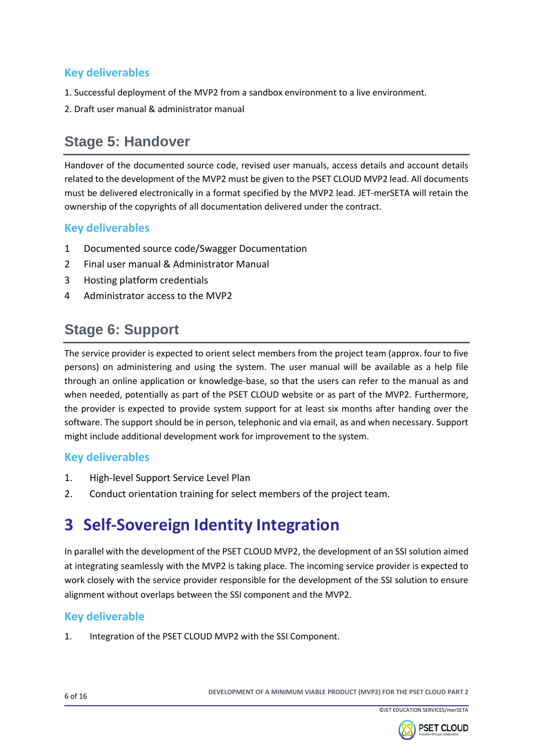### Key deliverables

1. Successful deployment of the MVP2 from a sandbox environment to a live environment.
2. Draft user manual & administrator manual

## Stage 5: Handover

Handover of the documented source code, revised user manuals, access details and account details related to the development of the MVP2 must be given to the PSET CLOUD MVP2 lead. All documents must be delivered electronically in a format specified by the MVP2 lead. JET-merSETA will retain the ownership of the copyrights of all documentation delivered under the contract.

### Key deliverables

1. Documented source code/Swagger Documentation
2. Final user manual & Administrator Manual
3. Hosting platform credentials
4. Administrator access to the MVP2

## Stage 6: Support

The service provider is expected to orient select members from the project team (approx. four to five persons) on administering and using the system. The user manual will be available as a help file through an online application or knowledge-base, so that the users can refer to the manual as and when needed, potentially as part of the PSET CLOUD website or as part of the MVP2. Furthermore, the provider is expected to provide system support for at least six months after handing over the software. The support should be in person, telephonic and via email, as and when necessary. Support might include additional development work for improvement to the system.

### Key deliverables

1. High-level Support Service Level Plan
2. Conduct orientation training for select members of the project team.

# 3 Self-Sovereign Identity Integration

In parallel with the development of the PSET CLOUD MVP2, the development of an SSI solution aimed at integrating seamlessly with the MVP2 is taking place. The incoming service provider is expected to work closely with the service provider responsible for the development of the SSI solution to ensure alignment without overlaps between the SSI component and the MVP2.

### Key deliverable

1. Integration of the PSET CLOUD MVP2 with the SSI Component.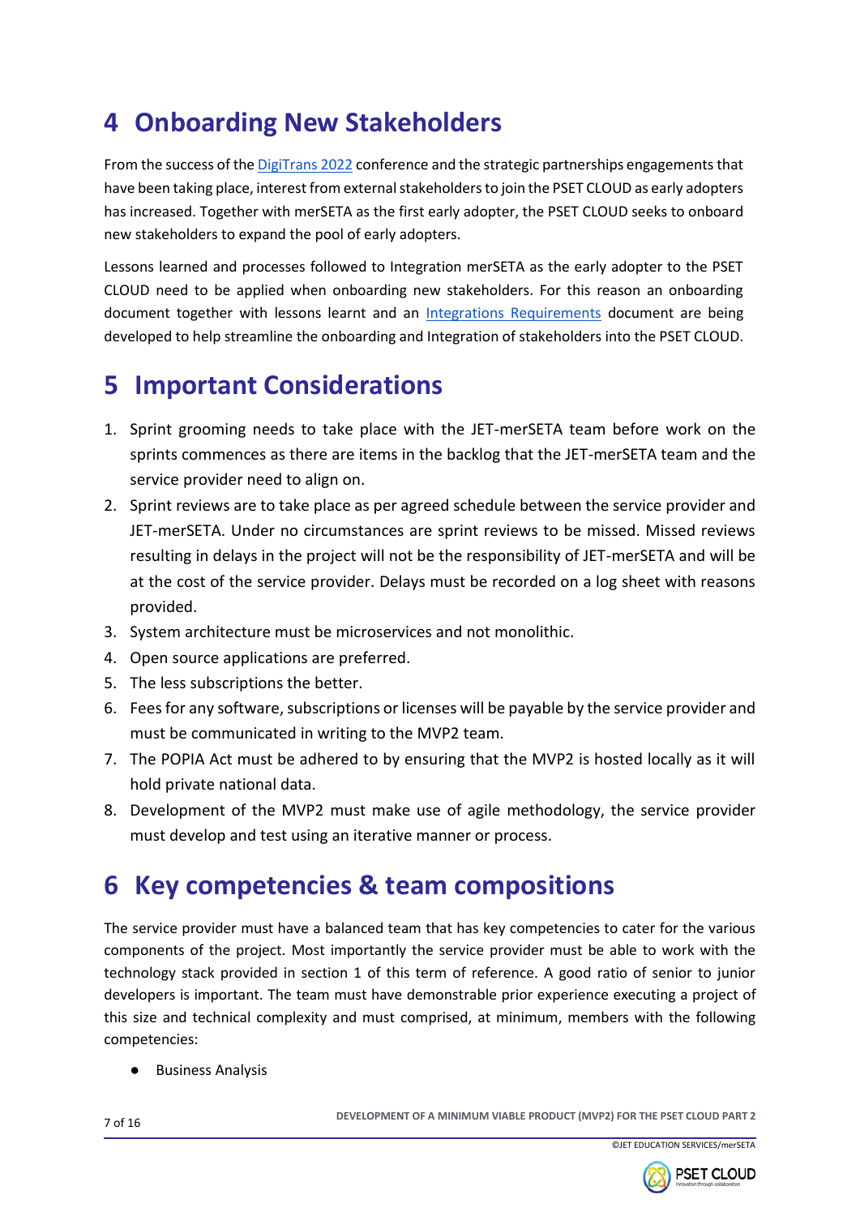# 4 Onboarding New Stakeholders

From the success of the [DigiTrans 2022]() conference and the strategic partnerships engagements that have been taking place, interest from external stakeholders to join the PSET CLOUD as early adopters has increased. Together with merSETA as the first early adopter, the PSET CLOUD seeks to onboard new stakeholders to expand the pool of early adopters.

Lessons learned and processes followed to Integration merSETA as the early adopter to the PSET CLOUD need to be applied when onboarding new stakeholders. For this reason an onboarding document together with lessons learnt and an [Integrations Requirements]() document are being developed to help streamline the onboarding and Integration of stakeholders into the PSET CLOUD.

# 5 Important Considerations

1. Sprint grooming needs to take place with the JET-merSETA team before work on the sprints commences as there are items in the backlog that the JET-merSETA team and the service provider need to align on.
2. Sprint reviews are to take place as per agreed schedule between the service provider and JET-merSETA. Under no circumstances are sprint reviews to be missed. Missed reviews resulting in delays in the project will not be the responsibility of JET-merSETA and will be at the cost of the service provider. Delays must be recorded on a log sheet with reasons provided.
3. System architecture must be microservices and not monolithic.
4. Open source applications are preferred.
5. The less subscriptions the better.
6. Fees for any software, subscriptions or licenses will be payable by the service provider and must be communicated in writing to the MVP2 team.
7. The POPIA Act must be adhered to by ensuring that the MVP2 is hosted locally as it will hold private national data.
8. Development of the MVP2 must make use of agile methodology, the service provider must develop and test using an iterative manner or process.

# 6 Key competencies & team compositions

The service provider must have a balanced team that has key competencies to cater for the various components of the project. Most importantly the service provider must be able to work with the technology stack provided in section 1 of this term of reference. A good ratio of senior to junior developers is important. The team must have demonstrable prior experience executing a project of this size and technical complexity and must comprised, at minimum, members with the following competencies:

- Business Analysis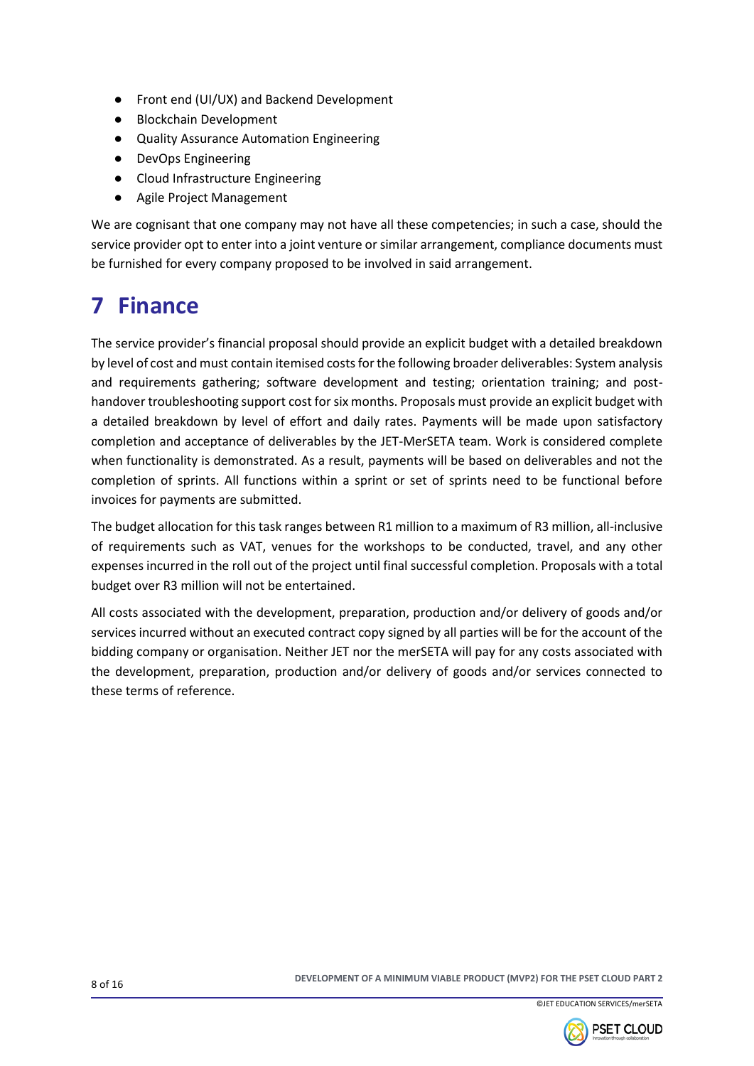- Front end (UI/UX) and Backend Development
- Blockchain Development
- Quality Assurance Automation Engineering
- DevOps Engineering
- Cloud Infrastructure Engineering
- Agile Project Management

We are cognisant that one company may not have all these competencies; in such a case, should the service provider opt to enter into a joint venture or similar arrangement, compliance documents must be furnished for every company proposed to be involved in said arrangement.

# 7 Finance

The service provider's financial proposal should provide an explicit budget with a detailed breakdown by level of cost and must contain itemised costs for the following broader deliverables: System analysis and requirements gathering; software development and testing; orientation training; and post-handover troubleshooting support cost for six months. Proposals must provide an explicit budget with a detailed breakdown by level of effort and daily rates. Payments will be made upon satisfactory completion and acceptance of deliverables by the JET-MerSETA team. Work is considered complete when functionality is demonstrated. As a result, payments will be based on deliverables and not the completion of sprints. All functions within a sprint or set of sprints need to be functional before invoices for payments are submitted.

The budget allocation for this task ranges between R1 million to a maximum of R3 million, all-inclusive of requirements such as VAT, venues for the workshops to be conducted, travel, and any other expenses incurred in the roll out of the project until final successful completion. Proposals with a total budget over R3 million will not be entertained.

All costs associated with the development, preparation, production and/or delivery of goods and/or services incurred without an executed contract copy signed by all parties will be for the account of the bidding company or organisation. Neither JET nor the merSETA will pay for any costs associated with the development, preparation, production and/or delivery of goods and/or services connected to these terms of reference.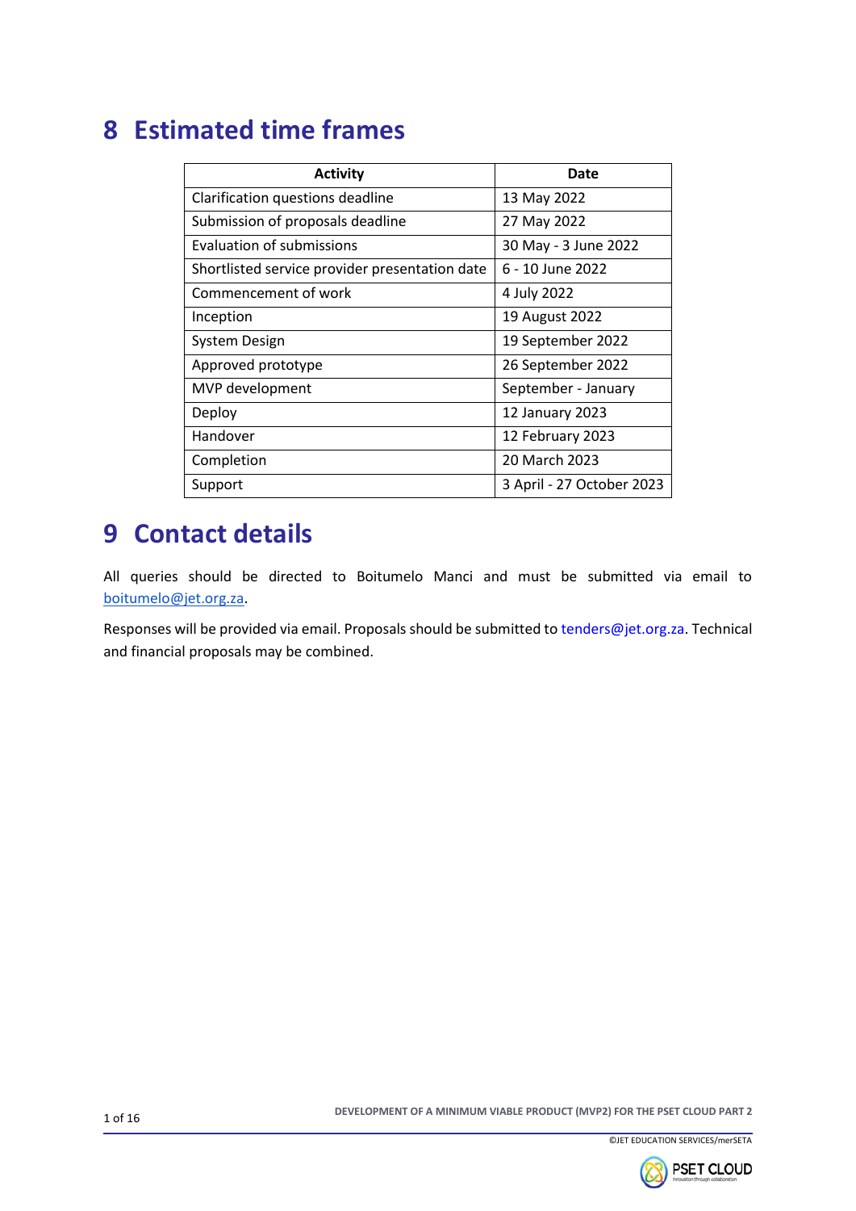# 8 Estimated time frames

| Activity | Date |
|---|---|
| Clarification questions deadline | 13 May 2022 |
| Submission of proposals deadline | 27 May 2022 |
| Evaluation of submissions | 30 May - 3 June 2022 |
| Shortlisted service provider presentation date | 6 - 10 June 2022 |
| Commencement of work | 4 July 2022 |
| Inception | 19 August 2022 |
| System Design | 19 September 2022 |
| Approved prototype | 26 September 2022 |
| MVP development | September - January |
| Deploy | 12 January 2023 |
| Handover | 12 February 2023 |
| Completion | 20 March 2023 |
| Support | 3 April - 27 October 2023 |

# 9 Contact details

All queries should be directed to Boitumelo Manci and must be submitted via email to boitumelo@jet.org.za.

Responses will be provided via email. Proposals should be submitted to tenders@jet.org.za. Technical and financial proposals may be combined.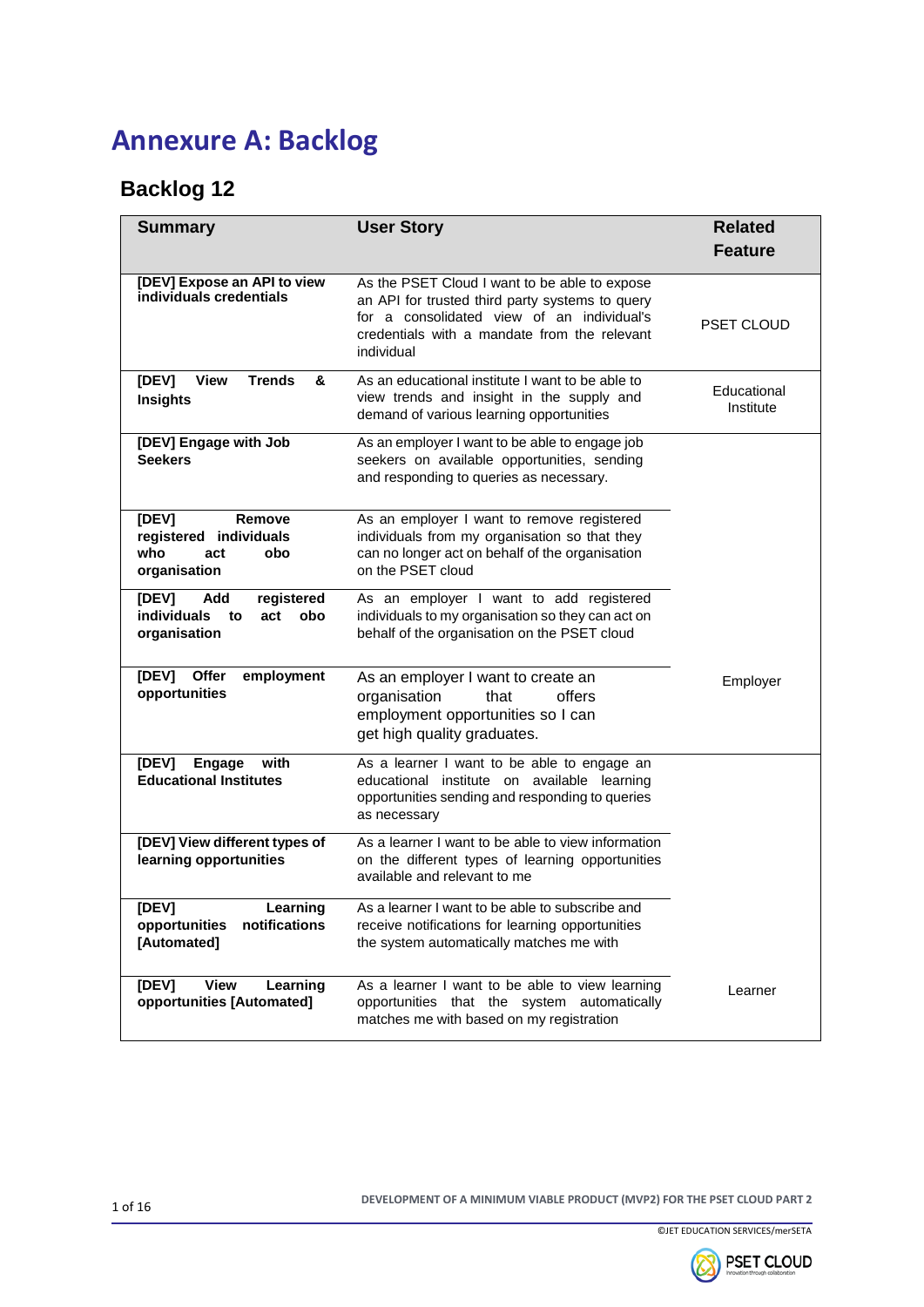# Annexure A: Backlog

## Backlog 12

| Summary | User Story | Related Feature |
|---|---|---|
| **[DEV] Expose an API to view individuals credentials** | As the PSET Cloud I want to be able to expose an API for trusted third party systems to query for a consolidated view of an individual's credentials with a mandate from the relevant individual | PSET CLOUD |
| **[DEV] View Trends & Insights** | As an educational institute I want to be able to view trends and insight in the supply and demand of various learning opportunities | Educational Institute |
| **[DEV] Engage with Job Seekers** | As an employer I want to be able to engage job seekers on available opportunities, sending and responding to queries as necessary. | Employer |
| **[DEV] Remove registered individuals who act obo organisation** | As an employer I want to remove registered individuals from my organisation so that they can no longer act on behalf of the organisation on the PSET cloud | Employer |
| **[DEV] Add registered individuals to act obo organisation** | As an employer I want to add registered individuals to my organisation so they can act on behalf of the organisation on the PSET cloud | Employer |
| **[DEV] Offer employment opportunities** | As an employer I want to create an organisation that offers employment opportunities so I can get high quality graduates. | Employer |
| **[DEV] Engage with Educational Institutes** | As a learner I want to be able to engage an educational institute on available learning opportunities sending and responding to queries as necessary | Learner |
| **[DEV] View different types of learning opportunities** | As a learner I want to be able to view information on the different types of learning opportunities available and relevant to me | Learner |
| **[DEV] Learning opportunities notifications [Automated]** | As a learner I want to be able to subscribe and receive notifications for learning opportunities the system automatically matches me with | Learner |
| **[DEV] View Learning opportunities [Automated]** | As a learner I want to be able to view learning opportunities that the system automatically matches me with based on my registration | Learner |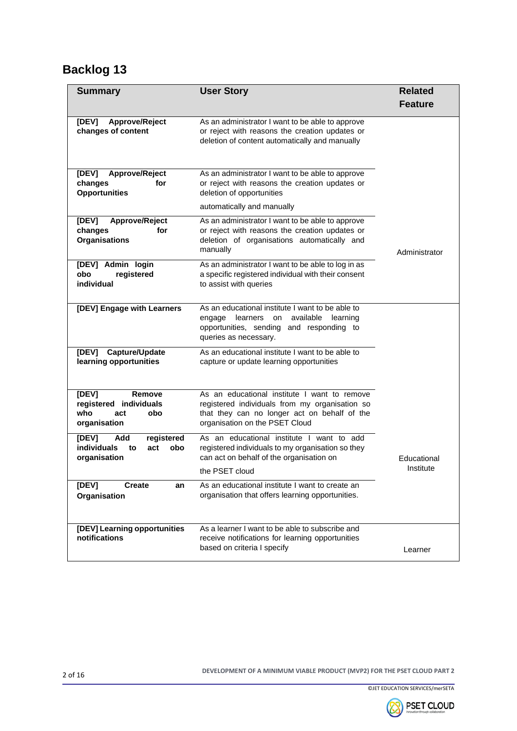# Backlog 13

| Summary | User Story | Related Feature |
|---|---|---|
| **[DEV] Approve/Reject changes of content** | As an administrator I want to be able to approve or reject with reasons the creation updates or deletion of content automatically and manually | Administrator |
| **[DEV] Approve/Reject changes for Opportunities** | As an administrator I want to be able to approve or reject with reasons the creation updates or deletion of opportunities automatically and manually | Administrator |
| **[DEV] Approve/Reject changes for Organisations** | As an administrator I want to be able to approve or reject with reasons the creation updates or deletion of organisations automatically and manually | Administrator |
| **[DEV] Admin login obo registered individual** | As an administrator I want to be able to log in as a specific registered individual with their consent to assist with queries | Administrator |
| **[DEV] Engage with Learners** | As an educational institute I want to be able to engage learners on available learning opportunities, sending and responding to queries as necessary. | Educational Institute |
| **[DEV] Capture/Update learning opportunities** | As an educational institute I want to be able to capture or update learning opportunities | Educational Institute |
| **[DEV] Remove registered individuals who act obo organisation** | As an educational institute I want to remove registered individuals from my organisation so that they can no longer act on behalf of the organisation on the PSET Cloud | Educational Institute |
| **[DEV] Add registered individuals to act obo organisation** | As an educational institute I want to add registered individuals to my organisation so they can act on behalf of the organisation on the PSET cloud | Educational Institute |
| **[DEV] Create an Organisation** | As an educational institute I want to create an organisation that offers learning opportunities. | Educational Institute |
| **[DEV] Learning opportunities notifications** | As a learner I want to be able to subscribe and receive notifications for learning opportunities based on criteria I specify | Learner |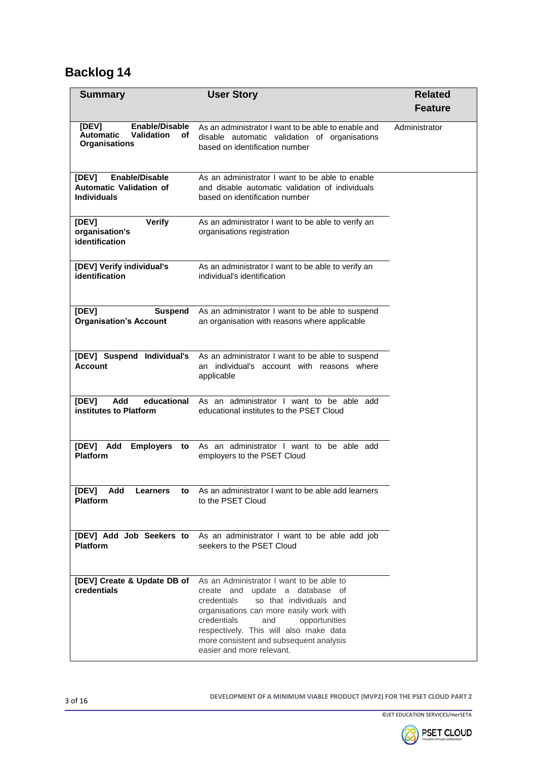# Backlog 14

| Summary | User Story | Related Feature |
|---|---|---|
| **[DEV] Enable/Disable Automatic Validation of Organisations** | As an administrator I want to be able to enable and disable automatic validation of organisations based on identification number | Administrator |
| **[DEV] Enable/Disable Automatic Validation of Individuals** | As an administrator I want to be able to enable and disable automatic validation of individuals based on identification number | |
| **[DEV] Verify organisation's identification** | As an administrator I want to be able to verify an organisations registration | |
| **[DEV] Verify individual's identification** | As an administrator I want to be able to verify an individual's identification | |
| **[DEV] Suspend Organisation's Account** | As an administrator I want to be able to suspend an organisation with reasons where applicable | |
| **[DEV] Suspend Individual's Account** | As an administrator I want to be able to suspend an individual's account with reasons where applicable | |
| **[DEV] Add educational institutes to Platform** | As an administrator I want to be able add educational institutes to the PSET Cloud | |
| **[DEV] Add Employers to Platform** | As an administrator I want to be able add employers to the PSET Cloud | |
| **[DEV] Add Learners to Platform** | As an administrator I want to be able add learners to the PSET Cloud | |
| **[DEV] Add Job Seekers to Platform** | As an administrator I want to be able add job seekers to the PSET Cloud | |
| **[DEV] Create & Update DB of credentials** | As an Administrator I want to be able to create and update a database of credentials so that individuals and organisations can more easily work with credentials and opportunities respectively. This will also make data more consistent and subsequent analysis easier and more relevant. | |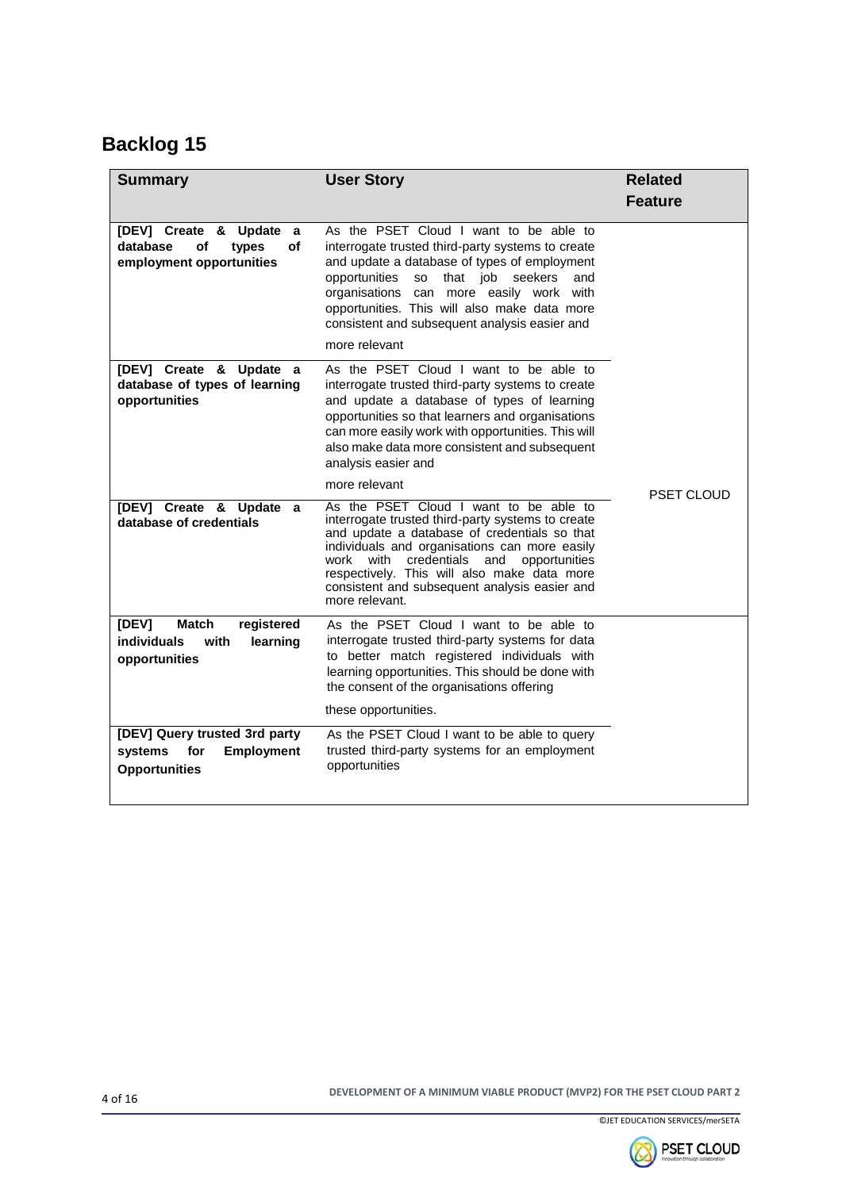## Backlog 15

| Summary | User Story | Related Feature |
|---|---|---|
| **[DEV] Create & Update a database of types of employment opportunities** | As the PSET Cloud I want to be able to interrogate trusted third-party systems to create and update a database of types of employment opportunities so that job seekers and organisations can more easily work with opportunities. This will also make data more consistent and subsequent analysis easier and more relevant | PSET CLOUD |
| **[DEV] Create & Update a database of types of learning opportunities** | As the PSET Cloud I want to be able to interrogate trusted third-party systems to create and update a database of types of learning opportunities so that learners and organisations can more easily work with opportunities. This will also make data more consistent and subsequent analysis easier and more relevant | |
| **[DEV] Create & Update a database of credentials** | As the PSET Cloud I want to be able to interrogate trusted third-party systems to create and update a database of credentials so that individuals and organisations can more easily work with credentials and opportunities respectively. This will also make data more consistent and subsequent analysis easier and more relevant. | |
| **[DEV] Match registered individuals with learning opportunities** | As the PSET Cloud I want to be able to interrogate trusted third-party systems for data to better match registered individuals with learning opportunities. This should be done with the consent of the organisations offering these opportunities. | |
| **[DEV] Query trusted 3rd party systems for Employment Opportunities** | As the PSET Cloud I want to be able to query trusted third-party systems for an employment opportunities | |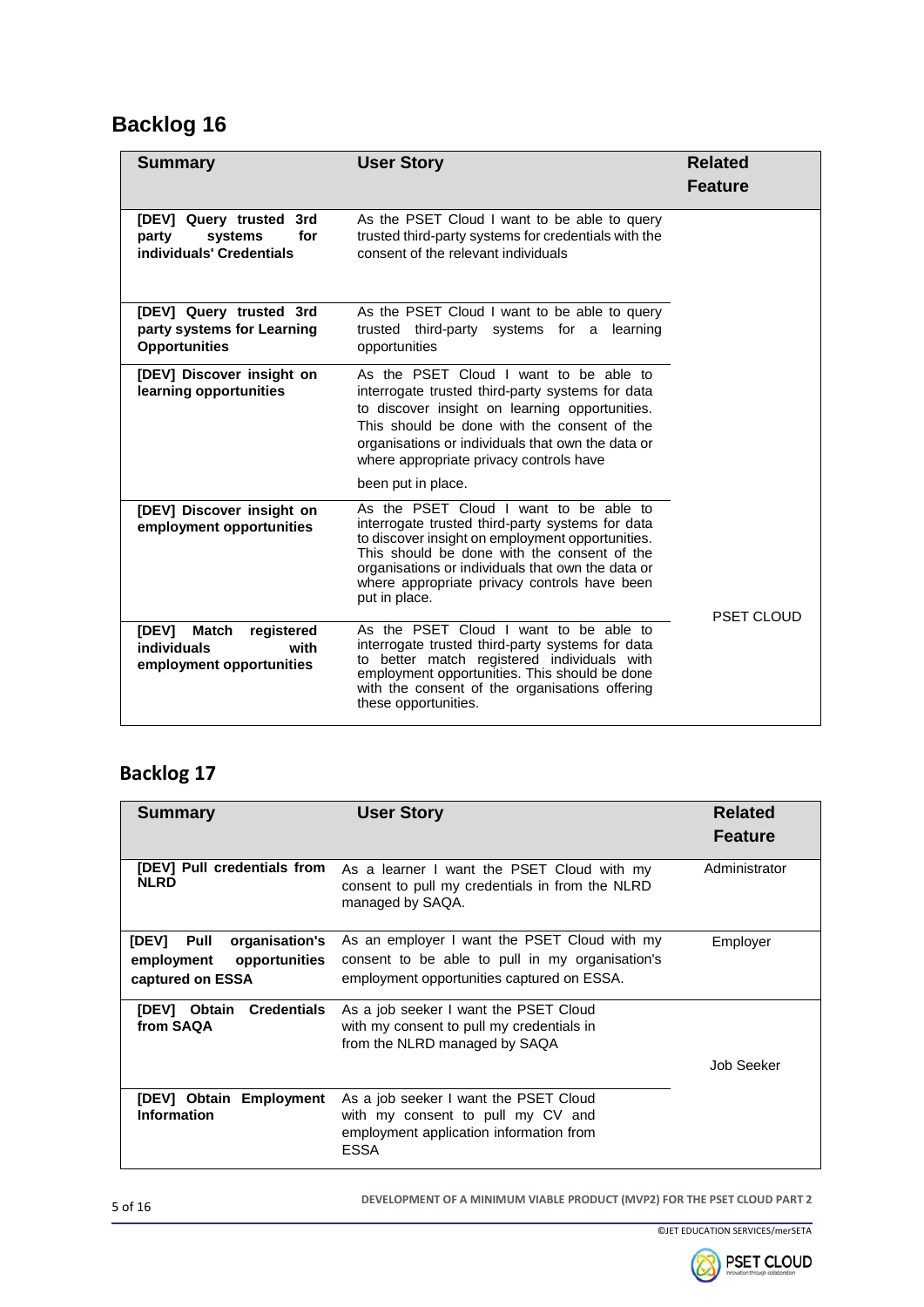## Backlog 16

| Summary | User Story | Related Feature |
|---|---|---|
| **[DEV] Query trusted 3rd party systems for individuals' Credentials** | As the PSET Cloud I want to be able to query trusted third-party systems for credentials with the consent of the relevant individuals | PSET CLOUD |
| **[DEV] Query trusted 3rd party systems for Learning Opportunities** | As the PSET Cloud I want to be able to query trusted third-party systems for a learning opportunities | |
| **[DEV] Discover insight on learning opportunities** | As the PSET Cloud I want to be able to interrogate trusted third-party systems for data to discover insight on learning opportunities. This should be done with the consent of the organisations or individuals that own the data or where appropriate privacy controls have been put in place. | |
| **[DEV] Discover insight on employment opportunities** | As the PSET Cloud I want to be able to interrogate trusted third-party systems for data to discover insight on employment opportunities. This should be done with the consent of the organisations or individuals that own the data or where appropriate privacy controls have been put in place. | |
| **[DEV] Match registered individuals with employment opportunities** | As the PSET Cloud I want to be able to interrogate trusted third-party systems for data to better match registered individuals with employment opportunities. This should be done with the consent of the organisations offering these opportunities. | |

## Backlog 17

| Summary | User Story | Related Feature |
|---|---|---|
| **[DEV] Pull credentials from NLRD** | As a learner I want the PSET Cloud with my consent to pull my credentials in from the NLRD managed by SAQA. | Administrator |
| **[DEV] Pull organisation's employment opportunities captured on ESSA** | As an employer I want the PSET Cloud with my consent to be able to pull in my organisation's employment opportunities captured on ESSA. | Employer |
| **[DEV] Obtain Credentials from SAQA** | As a job seeker I want the PSET Cloud with my consent to pull my credentials in from the NLRD managed by SAQA | Job Seeker |
| **[DEV] Obtain Employment Information** | As a job seeker I want the PSET Cloud with my consent to pull my CV and employment application information from ESSA | |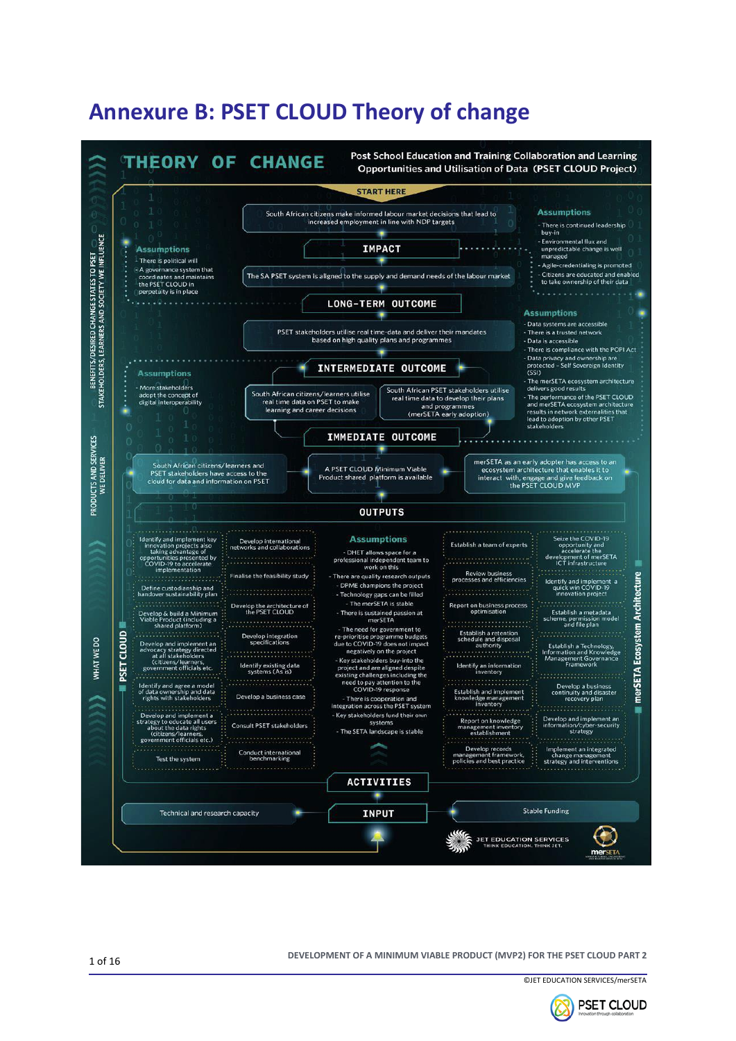# Annexure B: PSET CLOUD Theory of change

THEORY OF CHANGE

Post School Education and Training Collaboration and Learning Opportunities and Utilisation of Data (PSET CLOUD Project)

START HERE

South African citizens make informed labour market decisions that lead to increased employment in line with NDP targets

IMPACT

The SA PSET system is aligned to the supply and demand needs of the labour market

LONG-TERM OUTCOME

PSET stakeholders utilise real time-data and deliver their mandates based on high quality plans and programmes

INTERMEDIATE OUTCOME

South African citizens/learners utilise real time data on PSET to make learning and career decisions

South African PSET stakeholders utilise real time data to develop their plans and programmes (merSETA early adoption)

IMMEDIATE OUTCOME

South African citizens/learners and PSET stakeholders have access to the cloud for data and information on PSET

A PSET CLOUD Minimum Viable Product shared platform is available

merSETA as an early adopter has access to an ecosystem architecture that enables it to interact with, engage and give feedback on the PSET CLOUD MVP

OUTPUTS

**Assumptions**

- There is political will
- A governance system that coordinates and maintains the PSET CLOUD in perpetuity is in place

**Assumptions**

- There is continued leadership buy-in
- Environmental flux and unpredictable change is well managed
- Agile-credentialing is promoted
- Citizens are educated and enabled to take ownership of their data

**Assumptions**

- Data systems are accessible
- There is a trusted network
- Data is accessible
- There is compliance with the POPI Act
- Data privacy and ownership are protected – Self Sovereign Identity (SSI)
- The merSETA ecosystem architecture delivers good results
- The performance of the PSET CLOUD and merSETA ecosystem architecture results in network externalities that lead to adoption by other PSET stakeholders

**Assumptions**

- More stakeholders adopt the concept of digital interoperability

PSET CLOUD (WHAT WE DO):

- Identify and implement key innovation projects also taking advantage of opportunities presented by COVID-19 to accelerate implementation
- Define custodianship and handover sustainability plan
- Develop & build a Minimum Viable Product (including a shared platform)
- Develop and implement an advocacy strategy directed at all stakeholders (citizens/learners, government officials etc.)
- Identify and agree a model of data ownership and data rights with stakeholders
- Develop and implement a strategy to educate all users about the data rights (citizens/learners, government officials etc.)
- Test the system
- Develop international networks and collaborations
- Finalise the feasibility study
- Develop the architecture of the PSET CLOUD
- Develop integration specifications
- Identify existing data systems (As is)
- Develop a business case
- Consult PSET stakeholders
- Conduct international benchmarking

**Assumptions**

- DHET allows space for a professional independent team to work on this
- There are quality research outputs
- DPME champions the project
- Technology gaps can be filled
- The merSETA is stable
- There is sustained passion at merSETA
- The need for government to re-prioritise programme budgets due to COVID-19 does not impact negatively on the project
- Key stakeholders buy-into the project and are aligned despite existing challenges including the need to pay attention to the COVID-19 response
- There is cooperation and integration across the PSET system
- Key stakeholders fund their own systems
- The SETA landscape is stable

merSETA Ecosystem Architecture:

- Establish a team of experts
- Review business processes and efficiencies
- Report on business process optimisation
- Establish a retention schedule and disposal authority
- Identify an information inventory
- Establish and implement knowledge management inventory
- Report on knowledge management inventory establishment
- Develop records management framework, policies and best practice
- Seize the COVID-19 opportunity and accelerate the development of merSETA ICT infrastructure
- Identify and implement a quick win COVID-19 innovation project
- Establish a metadata scheme, permission model and file plan
- Establish a Technology, Information and Knowledge Management Governance Framework
- Develop a business continuity and disaster recovery plan
- Develop and implement an information/cyber-security strategy
- Implement an integrated change management strategy and interventions

ACTIVITIES

Technical and research capacity — INPUT — Stable Funding

BENEFITS/DESIRED CHANGE STATES TO PSET STAKEHOLDERS, LEARNERS AND SOCIETY WE INFLUENCE

PRODUCTS AND SERVICES WE DELIVER

WHAT WE DO

JET EDUCATION SERVICES — THINK EDUCATION. THINK JET.

merSETA